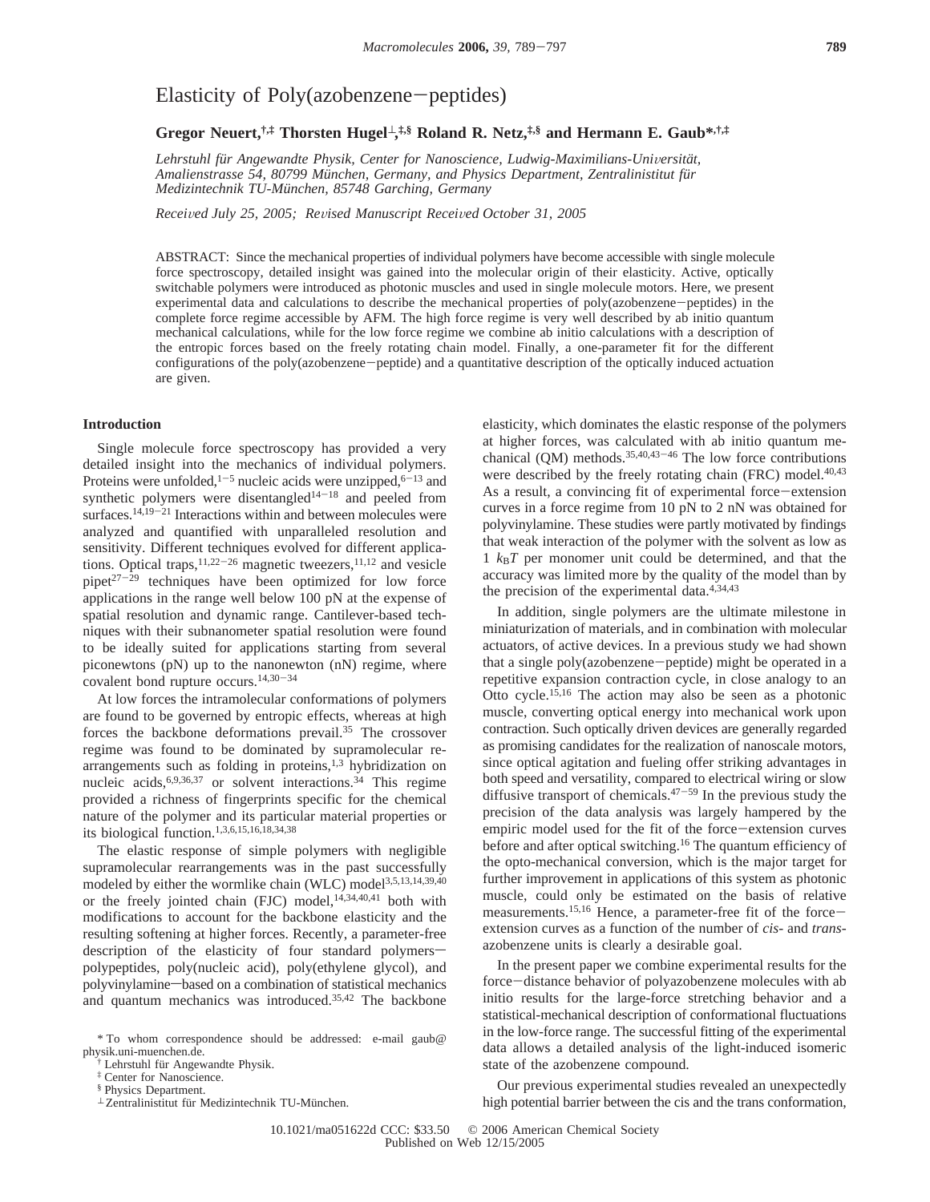# Elasticity of Poly(azobenzene−peptides)

**Gregor Neuert,[†,‡] Thorsten Hugel[⊥,‡,§] Roland R. Netz,[‡,§] and Hermann E. Gaub*[,†,‡]**

*Lehrstuhl für Angewandte Physik, Center for Nanoscience, Ludwig-Maximilians-Universität, Amalienstrasse 54, 80799 München, Germany, and Physics Department, Zentralinistitut für Medizintechnik TU-München, 85748 Garching, Germany*

*Received July 25, 2005; Revised Manuscript Received October 31, 2005*

ABSTRACT: Since the mechanical properties of individual polymers have become accessible with single molecule force spectroscopy, detailed insight was gained into the molecular origin of their elasticity. Active, optically switchable polymers were introduced as photonic muscles and used in single molecule motors. Here, we present experimental data and calculations to describe the mechanical properties of poly(azobenzene−peptides) in the complete force regime accessible by AFM. The high force regime is very well described by ab initio quantum mechanical calculations, while for the low force regime we combine ab initio calculations with a description of the entropic forces based on the freely rotating chain model. Finally, a one-parameter fit for the different configurations of the poly(azobenzene−peptide) and a quantitative description of the optically induced actuation are given.

## Introduction

Single molecule force spectroscopy has provided a very detailed insight into the mechanics of individual polymers. Proteins were unfolded,[1−5] nucleic acids were unzipped,[6−13] and synthetic polymers were disentangled[14−18] and peeled from surfaces.[14,19−21] Interactions within and between molecules were analyzed and quantified with unparalleled resolution and sensitivity. Different techniques evolved for different applications. Optical traps,[11,22−26] magnetic tweezers,[11,12] and vesicle pipet[27−29] techniques have been optimized for low force applications in the range well below 100 pN at the expense of spatial resolution and dynamic range. Cantilever-based techniques with their subnanometer spatial resolution were found to be ideally suited for applications starting from several piconewtons (pN) up to the nanonewton (nN) regime, where covalent bond rupture occurs.[14,30−34]

At low forces the intramolecular conformations of polymers are found to be governed by entropic effects, whereas at high forces the backbone deformations prevail.[35] The crossover regime was found to be dominated by supramolecular rearrangements such as folding in proteins,[1,3] hybridization on nucleic acids,[6,9,36,37] or solvent interactions.[34] This regime provided a richness of fingerprints specific for the chemical nature of the polymer and its particular material properties or its biological function.[1,3,6,15,16,18,34,38]

The elastic response of simple polymers with negligible supramolecular rearrangements was in the past successfully modeled by either the wormlike chain (WLC) model[3,5,13,14,39,40] or the freely jointed chain (FJC) model,[14,34,40,41] both with modifications to account for the backbone elasticity and the resulting softening at higher forces. Recently, a parameter-free description of the elasticity of four standard polymers—polypeptides, poly(nucleic acid), poly(ethylene glycol), and polyvinylamine—based on a combination of statistical mechanics and quantum mechanics was introduced.[35,42] The backbone elasticity, which dominates the elastic response of the polymers at higher forces, was calculated with ab initio quantum mechanical (QM) methods.[35,40,43−46] The low force contributions were described by the freely rotating chain (FRC) model.[40,43] As a result, a convincing fit of experimental force−extension curves in a force regime from 10 pN to 2 nN was obtained for polyvinylamine. These studies were partly motivated by findings that weak interaction of the polymer with the solvent as low as 1 $k_BT$ per monomer unit could be determined, and that the accuracy was limited more by the quality of the model than by the precision of the experimental data.[4,34,43]

In addition, single polymers are the ultimate milestone in miniaturization of materials, and in combination with molecular actuators, of active devices. In a previous study we had shown that a single poly(azobenzene−peptide) might be operated in a repetitive expansion contraction cycle, in close analogy to an Otto cycle.[15,16] The action may also be seen as a photonic muscle, converting optical energy into mechanical work upon contraction. Such optically driven devices are generally regarded as promising candidates for the realization of nanoscale motors, since optical agitation and fueling offer striking advantages in both speed and versatility, compared to electrical wiring or slow diffusive transport of chemicals.[47−59] In the previous study the precision of the data analysis was largely hampered by the empiric model used for the fit of the force−extension curves before and after optical switching.[16] The quantum efficiency of the opto-mechanical conversion, which is the major target for further improvement in applications of this system as photonic muscle, could only be estimated on the basis of relative measurements.[15,16] Hence, a parameter-free fit of the force−extension curves as a function of the number of *cis*- and *trans*-azobenzene units is clearly a desirable goal.

In the present paper we combine experimental results for the force−distance behavior of polyazobenzene molecules with ab initio results for the large-force stretching behavior and a statistical-mechanical description of conformational fluctuations in the low-force range. The successful fitting of the experimental data allows a detailed analysis of the light-induced isomeric state of the azobenzene compound.

Our previous experimental studies revealed an unexpectedly high potential barrier between the cis and the trans conformation,

\* To whom correspondence should be addressed: e-mail gaub@physik.uni-muenchen.de.
† Lehrstuhl für Angewandte Physik.
‡ Center for Nanoscience.
§ Physics Department.
⊥ Zentralinistitut für Medizintechnik TU-München.

10.1021/ma051622d CCC: $33.50 © 2006 American Chemical Society
Published on Web 12/15/2005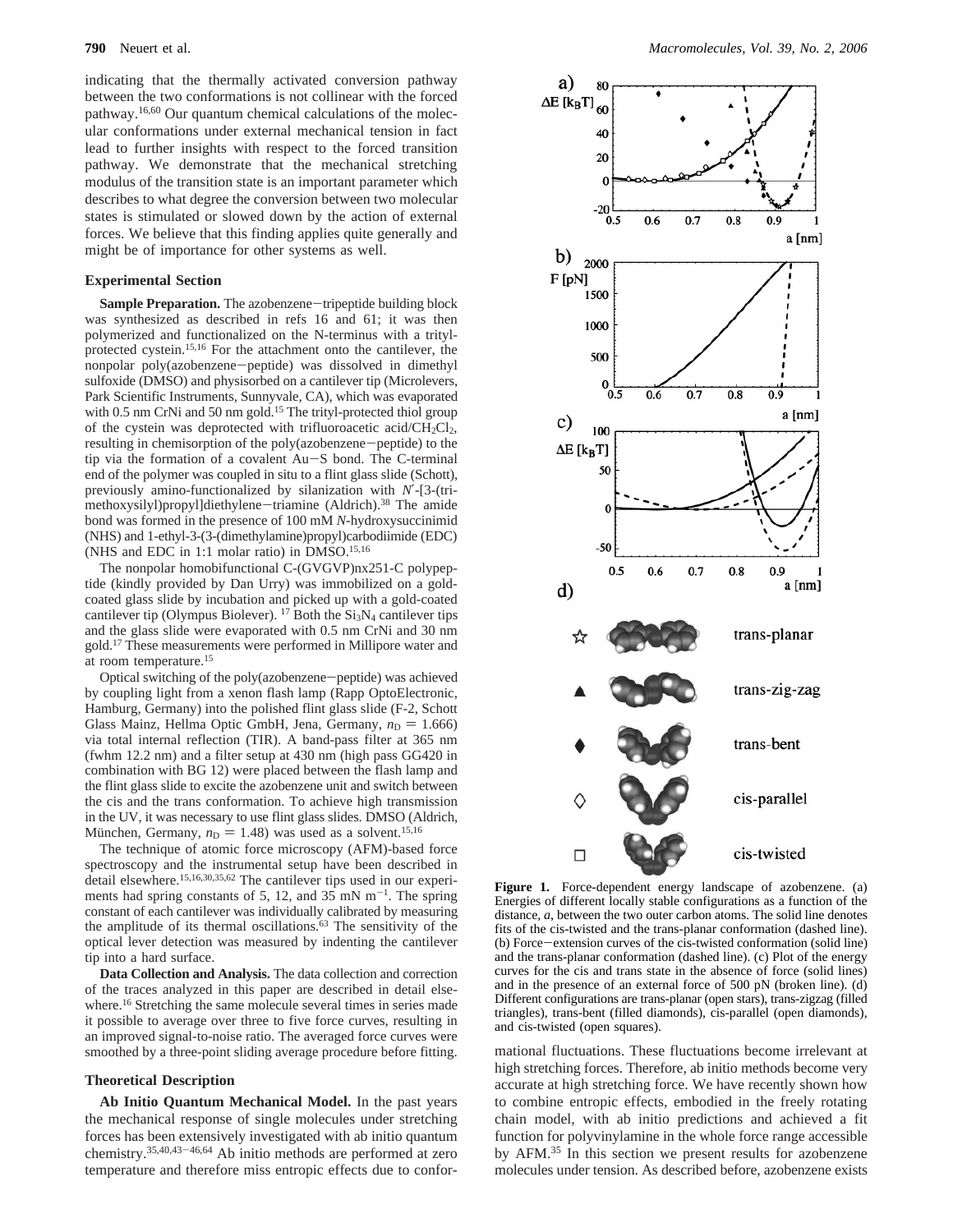indicating that the thermally activated conversion pathway between the two conformations is not collinear with the forced pathway.[16,60] Our quantum chemical calculations of the molecular conformations under external mechanical tension in fact lead to further insights with respect to the forced transition pathway. We demonstrate that the mechanical stretching modulus of the transition state is an important parameter which describes to what degree the conversion between two molecular states is stimulated or slowed down by the action of external forces. We believe that this finding applies quite generally and might be of importance for other systems as well.

## Experimental Section

**Sample Preparation.** The azobenzene–tripeptide building block was synthesized as described in refs 16 and 61; it was then polymerized and functionalized on the N-terminus with a trityl-protected cystein.[15,16] For the attachment onto the cantilever, the nonpolar poly(azobenzene–peptide) was dissolved in dimethyl sulfoxide (DMSO) and physisorbed on a cantilever tip (Microlevers, Park Scientific Instruments, Sunnyvale, CA), which was evaporated with 0.5 nm CrNi and 50 nm gold.[15] The trityl-protected thiol group of the cystein was deprotected with trifluoroacetic acid/$CH_2Cl_2$, resulting in chemisorption of the poly(azobenzene–peptide) to the tip via the formation of a covalent Au–S bond. The C-terminal end of the polymer was coupled in situ to a flint glass slide (Schott), previously amino-functionalized by silanization with *N′*-[3-(trimethoxysilyl)propyl]diethylene–triamine (Aldrich).[38] The amide bond was formed in the presence of 100 mM *N*-hydroxysuccinimid (NHS) and 1-ethyl-3-(3-(dimethylamine)propyl)carbodiimide (EDC) (NHS and EDC in 1:1 molar ratio) in DMSO.[15,16]

The nonpolar homobifunctional C-(GVGVP)nx251-C polypeptide (kindly provided by Dan Urry) was immobilized on a gold-coated glass slide by incubation and picked up with a gold-coated cantilever tip (Olympus Biolever).[17] Both the $Si_3N_4$ cantilever tips and the glass slide were evaporated with 0.5 nm CrNi and 30 nm gold.[17] These measurements were performed in Millipore water and at room temperature.[15]

Optical switching of the poly(azobenzene–peptide) was achieved by coupling light from a xenon flash lamp (Rapp OptoElectronic, Hamburg, Germany) into the polished flint glass slide (F-2, Schott Glass Mainz, Hellma Optic GmbH, Jena, Germany, $n_D = 1.666$) via total internal reflection (TIR). A band-pass filter at 365 nm (fwhm 12.2 nm) and a filter setup at 430 nm (high pass GG420 in combination with BG 12) were placed between the flash lamp and the flint glass slide to excite the azobenzene unit and switch between the cis and the trans conformation. To achieve high transmission in the UV, it was necessary to use flint glass slides. DMSO (Aldrich, München, Germany, $n_D = 1.48$) was used as a solvent.[15,16]

The technique of atomic force microscopy (AFM)-based force spectroscopy and the instrumental setup have been described in detail elsewhere.[15,16,30,35,62] The cantilever tips used in our experiments had spring constants of 5, 12, and 35 mN m$^{-1}$. The spring constant of each cantilever was individually calibrated by measuring the amplitude of its thermal oscillations.[63] The sensitivity of the optical lever detection was measured by indenting the cantilever tip into a hard surface.

**Data Collection and Analysis.** The data collection and correction of the traces analyzed in this paper are described in detail elsewhere.[16] Stretching the same molecule several times in series made it possible to average over three to five force curves, resulting in an improved signal-to-noise ratio. The averaged force curves were smoothed by a three-point sliding average procedure before fitting.

## Theoretical Description

**Ab Initio Quantum Mechanical Model.** In the past years the mechanical response of single molecules under stretching forces has been extensively investigated with ab initio quantum chemistry.[35,40,43–46,64] Ab initio methods are performed at zero temperature and therefore miss entropic effects due to conformational fluctuations. These fluctuations become irrelevant at high stretching forces. Therefore, ab initio methods become very accurate at high stretching force. We have recently shown how to combine entropic effects, embodied in the freely rotating chain model, with ab initio predictions and achieved a fit function for polyvinylamine in the whole force range accessible by AFM.[35] In this section we present results for azobenzene molecules under tension. As described before, azobenzene exists

**Figure 1.** Force-dependent energy landscape of azobenzene. (a) Energies of different locally stable configurations as a function of the distance, *a*, between the two outer carbon atoms. The solid line denotes fits of the cis-twisted and the trans-planar conformation (dashed line). (b) Force–extension curves of the cis-twisted conformation (solid line) and the trans-planar conformation (dashed line). (c) Plot of the energy curves for the cis and trans state in the absence of force (solid lines) and in the presence of an external force of 500 pN (broken line). (d) Different configurations are trans-planar (open stars), trans-zigzag (filled triangles), trans-bent (filled diamonds), cis-parallel (open diamonds), and cis-twisted (open squares).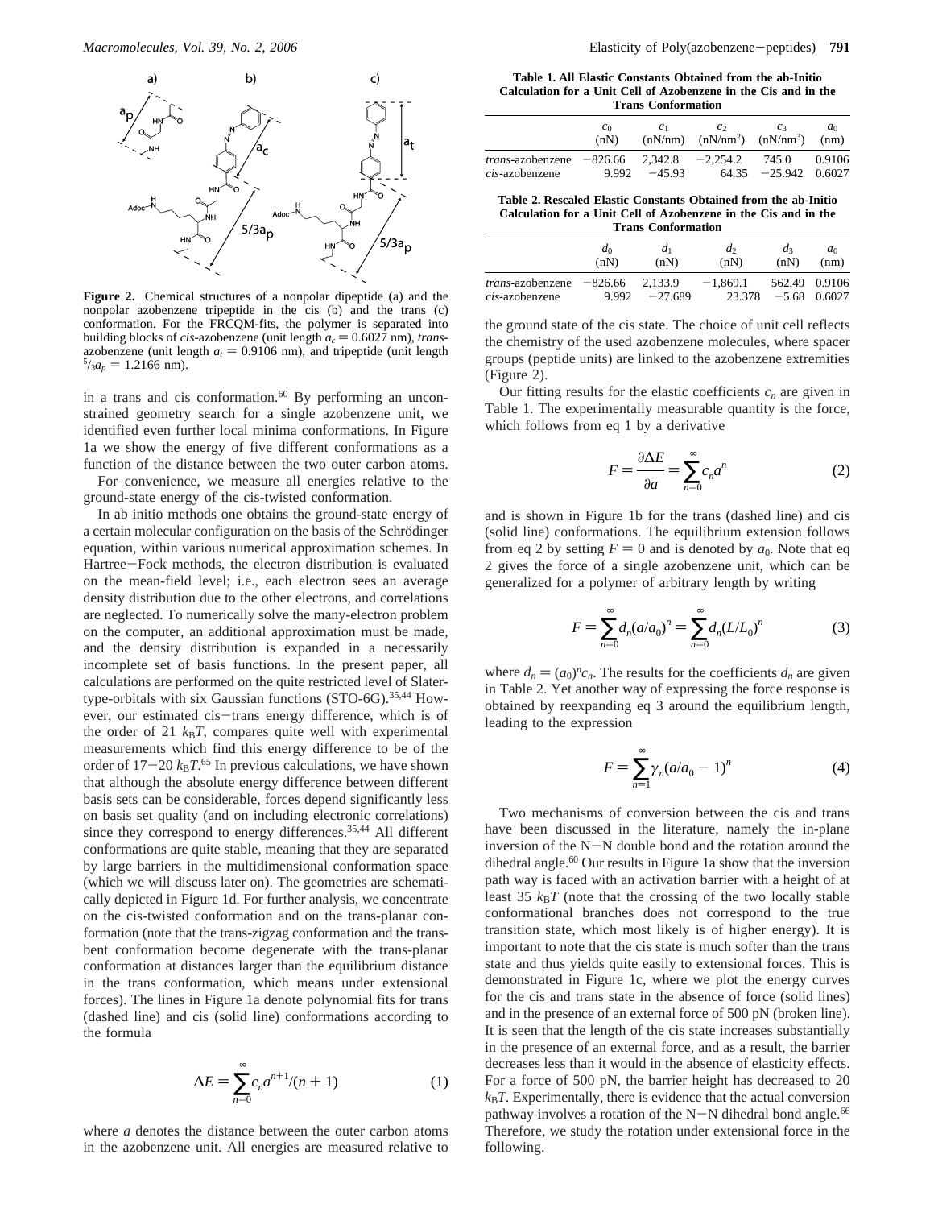**Figure 2.** Chemical structures of a nonpolar dipeptide (a) and the nonpolar azobenzene tripeptide in the cis (b) and the trans (c) conformation. For the FRCQM-fits, the polymer is separated into building blocks of *cis*-azobenzene (unit length $a_c = 0.6027$ nm), *trans*-azobenzene (unit length $a_t = 0.9106$ nm), and tripeptide (unit length $^5/_3 a_p = 1.2166$ nm).

in a trans and cis conformation.[60] By performing an unconstrained geometry search for a single azobenzene unit, we identified even further local minima conformations. In Figure 1a we show the energy of five different conformations as a function of the distance between the two outer carbon atoms.

For convenience, we measure all energies relative to the ground-state energy of the cis-twisted conformation.

In ab initio methods one obtains the ground-state energy of a certain molecular configuration on the basis of the Schrödinger equation, within various numerical approximation schemes. In Hartree–Fock methods, the electron distribution is evaluated on the mean-field level; i.e., each electron sees an average density distribution due to the other electrons, and correlations are neglected. To numerically solve the many-electron problem on the computer, an additional approximation must be made, and the density distribution is expanded in a necessarily incomplete set of basis functions. In the present paper, all calculations are performed on the quite restricted level of Slater-type-orbitals with six Gaussian functions (STO-6G).[35,44] However, our estimated cis–trans energy difference, which is of the order of 21 $k_BT$, compares quite well with experimental measurements which find this energy difference to be of the order of 17–20 $k_BT$.[65] In previous calculations, we have shown that although the absolute energy difference between different basis sets can be considerable, forces depend significantly less on basis set quality (and on including electronic correlations) since they correspond to energy differences.[35,44] All different conformations are quite stable, meaning that they are separated by large barriers in the multidimensional conformation space (which we will discuss later on). The geometries are schematically depicted in Figure 1d. For further analysis, we concentrate on the cis-twisted conformation and on the trans-planar conformation (note that the trans-zigzag conformation and the trans-bent conformation become degenerate with the trans-planar conformation at distances larger than the equilibrium distance in the trans conformation, which means under extensional forces). The lines in Figure 1a denote polynomial fits for trans (dashed line) and cis (solid line) conformations according to the formula

$$\Delta E = \sum_{n=0}^{\infty} c_n a^{n+1}/(n+1) \tag{1}$$

where $a$ denotes the distance between the outer carbon atoms in the azobenzene unit. All energies are measured relative to the ground state of the cis state. The choice of unit cell reflects the chemistry of the used azobenzene molecules, where spacer groups (peptide units) are linked to the azobenzene extremities (Figure 2).

**Table 1. All Elastic Constants Obtained from the ab-Initio Calculation for a Unit Cell of Azobenzene in the Cis and in the Trans Conformation**

| | $c_0$ (nN) | $c_1$ (nN/nm) | $c_2$ (nN/nm$^2$) | $c_3$ (nN/nm$^3$) | $a_0$ (nm) |
|---|---|---|---|---|---|
| *trans*-azobenzene | −826.66 | 2,342.8 | −2,254.2 | 745.0 | 0.9106 |
| *cis*-azobenzene | 9.992 | −45.93 | 64.35 | −25.942 | 0.6027 |

**Table 2. Rescaled Elastic Constants Obtained from the ab-Initio Calculation for a Unit Cell of Azobenzene in the Cis and in the Trans Conformation**

| | $d_0$ (nN) | $d_1$ (nN) | $d_2$ (nN) | $d_3$ (nN) | $a_0$ (nm) |
|---|---|---|---|---|---|
| *trans*-azobenzene | −826.66 | 2,133.9 | −1,869.1 | 562.49 | 0.9106 |
| *cis*-azobenzene | 9.992 | −27.689 | 23.378 | −5.68 | 0.6027 |

Our fitting results for the elastic coefficients $c_n$ are given in Table 1. The experimentally measurable quantity is the force, which follows from eq 1 by a derivative

$$F = \frac{\partial \Delta E}{\partial a} = \sum_{n=0}^{\infty} c_n a^n \tag{2}$$

and is shown in Figure 1b for the trans (dashed line) and cis (solid line) conformations. The equilibrium extension follows from eq 2 by setting $F = 0$ and is denoted by $a_0$. Note that eq 2 gives the force of a single azobenzene unit, which can be generalized for a polymer of arbitrary length by writing

$$F = \sum_{n=0}^{\infty} d_n (a/a_0)^n = \sum_{n=0}^{\infty} d_n (L/L_0)^n \tag{3}$$

where $d_n = (a_0)^n c_n$. The results for the coefficients $d_n$ are given in Table 2. Yet another way of expressing the force response is obtained by reexpanding eq 3 around the equilibrium length, leading to the expression

$$F = \sum_{n=1}^{\infty} \gamma_n (a/a_0 - 1)^n \tag{4}$$

Two mechanisms of conversion between the cis and trans have been discussed in the literature, namely the in-plane inversion of the N–N double bond and the rotation around the dihedral angle.[60] Our results in Figure 1a show that the inversion path way is faced with an activation barrier with a height of at least 35 $k_BT$ (note that the crossing of the two locally stable conformational branches does not correspond to the true transition state, which most likely is of higher energy). It is important to note that the cis state is much softer than the trans state and thus yields quite easily to extensional forces. This is demonstrated in Figure 1c, where we plot the energy curves for the cis and trans state in the absence of force (solid lines) and in the presence of an external force of 500 pN (broken line). It is seen that the length of the cis state increases substantially in the presence of an external force, and as a result, the barrier decreases less than it would in the absence of elasticity effects. For a force of 500 pN, the barrier height has decreased to 20 $k_BT$. Experimentally, there is evidence that the actual conversion pathway involves a rotation of the N–N dihedral bond angle.[66] Therefore, we study the rotation under extensional force in the following.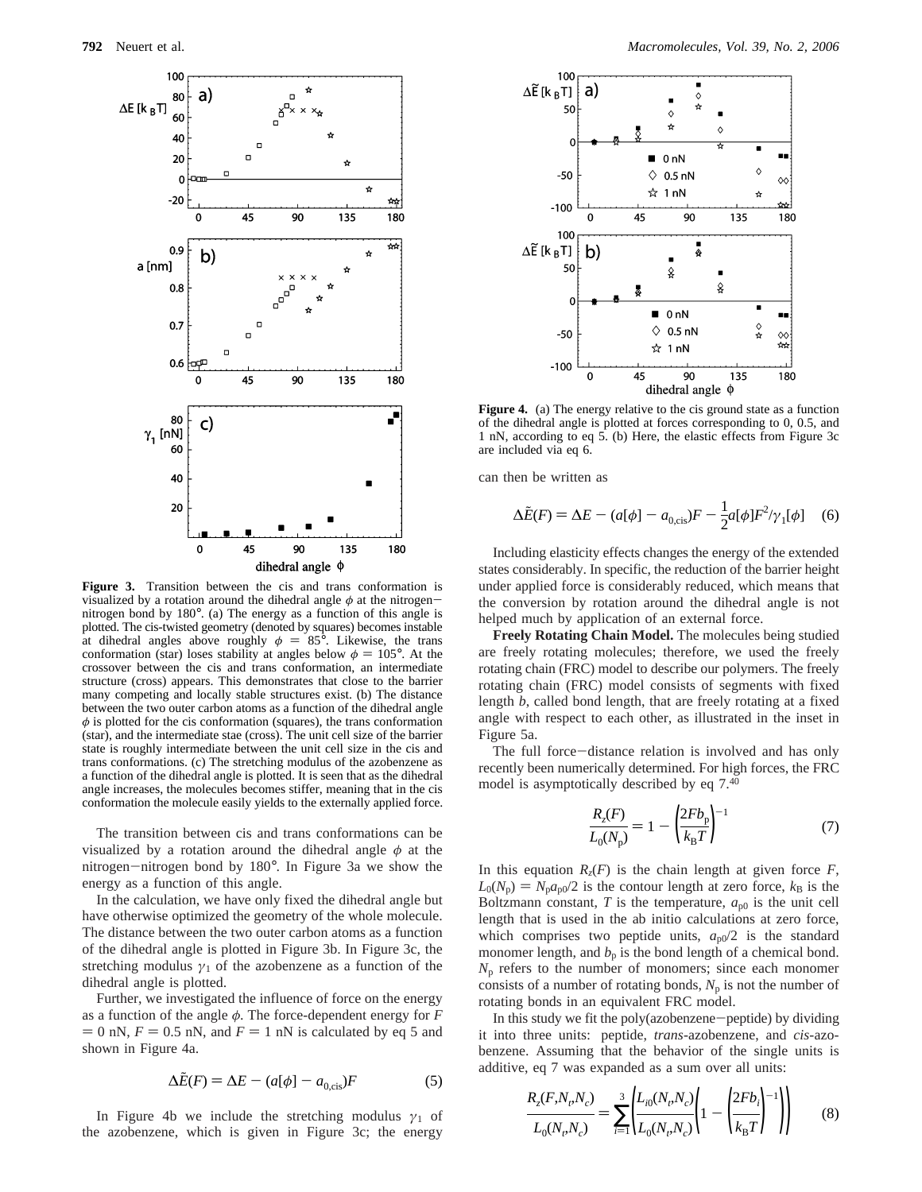**Figure 3.** Transition between the cis and trans conformation is visualized by a rotation around the dihedral angle $\phi$ at the nitrogen–nitrogen bond by 180°. (a) The energy as a function of this angle is plotted. The cis-twisted geometry (denoted by squares) becomes instable at dihedral angles above roughly $\phi = 85°$. Likewise, the trans conformation (star) loses stability at angles below $\phi = 105°$. At the crossover between the cis and trans conformation, an intermediate structure (cross) appears. This demonstrates that close to the barrier many competing and locally stable structures exist. (b) The distance between the two outer carbon atoms as a function of the dihedral angle $\phi$ is plotted for the cis conformation (squares), the trans conformation (star), and the intermediate stae (cross). The unit cell size of the barrier state is roughly intermediate between the unit cell size in the cis and trans conformations. (c) The stretching modulus of the azobenzene as a function of the dihedral angle is plotted. It is seen that as the dihedral angle increases, the molecules becomes stiffer, meaning that in the cis conformation the molecule easily yields to the externally applied force.

The transition between cis and trans conformations can be visualized by a rotation around the dihedral angle $\phi$ at the nitrogen–nitrogen bond by 180°. In Figure 3a we show the energy as a function of this angle.

In the calculation, we have only fixed the dihedral angle but have otherwise optimized the geometry of the whole molecule. The distance between the two outer carbon atoms as a function of the dihedral angle is plotted in Figure 3b. In Figure 3c, the stretching modulus $\gamma_1$ of the azobenzene as a function of the dihedral angle is plotted.

Further, we investigated the influence of force on the energy as a function of the angle $\phi$. The force-dependent energy for $F = 0$ nN, $F = 0.5$ nN, and $F = 1$ nN is calculated by eq 5 and shown in Figure 4a.

$$\Delta\tilde{E}(F) = \Delta E - (a[\phi] - a_{0,\mathrm{cis}})F \qquad (5)$$

In Figure 4b we include the stretching modulus $\gamma_1$ of the azobenzene, which is given in Figure 3c; the energy can then be written as

$$\Delta\tilde{E}(F) = \Delta E - (a[\phi] - a_{0,\mathrm{cis}})F - \frac{1}{2}a[\phi]F^2/\gamma_1[\phi] \qquad (6)$$

**Figure 4.** (a) The energy relative to the cis ground state as a function of the dihedral angle is plotted at forces corresponding to 0, 0.5, and 1 nN, according to eq 5. (b) Here, the elastic effects from Figure 3c are included via eq 6.

Including elasticity effects changes the energy of the extended states considerably. In specific, the reduction of the barrier height under applied force is considerably reduced, which means that the conversion by rotation around the dihedral angle is not helped much by application of an external force.

**Freely Rotating Chain Model.** The molecules being studied are freely rotating molecules; therefore, we used the freely rotating chain (FRC) model to describe our polymers. The freely rotating chain (FRC) model consists of segments with fixed length $b$, called bond length, that are freely rotating at a fixed angle with respect to each other, as illustrated in the inset in Figure 5a.

The full force–distance relation is involved and has only recently been numerically determined. For high forces, the FRC model is asymptotically described by eq 7.[40]

$$\frac{R_z(F)}{L_0(N_\mathrm{p})} = 1 - \left(\frac{2Fb_\mathrm{p}}{k_\mathrm{B}T}\right)^{-1} \qquad (7)$$

In this equation $R_z(F)$ is the chain length at given force $F$, $L_0(N_\mathrm{p}) = N_\mathrm{p}a_{\mathrm{p}0}/2$ is the contour length at zero force, $k_\mathrm{B}$ is the Boltzmann constant, $T$ is the temperature, $a_{\mathrm{p}0}$ is the unit cell length that is used in the ab initio calculations at zero force, which comprises two peptide units, $a_{\mathrm{p}0}/2$ is the standard monomer length, and $b_\mathrm{p}$ is the bond length of a chemical bond. $N_\mathrm{p}$ refers to the number of monomers; since each monomer consists of a number of rotating bonds, $N_\mathrm{p}$ is not the number of rotating bonds in an equivalent FRC model.

In this study we fit the poly(azobenzene–peptide) by dividing it into three units: peptide, *trans*-azobenzene, and *cis*-azobenzene. Assuming that the behavior of the single units is additive, eq 7 was expanded as a sum over all units:

$$\frac{R_z(F,N_t,N_c)}{L_0(N_t,N_c)} = \sum_{i=1}^{3}\left(\frac{L_{i0}(N_t,N_c)}{L_0(N_t,N_c)}\left(1 - \left(\frac{2Fb_i}{k_\mathrm{B}T}\right)^{-1}\right)\right) \qquad (8)$$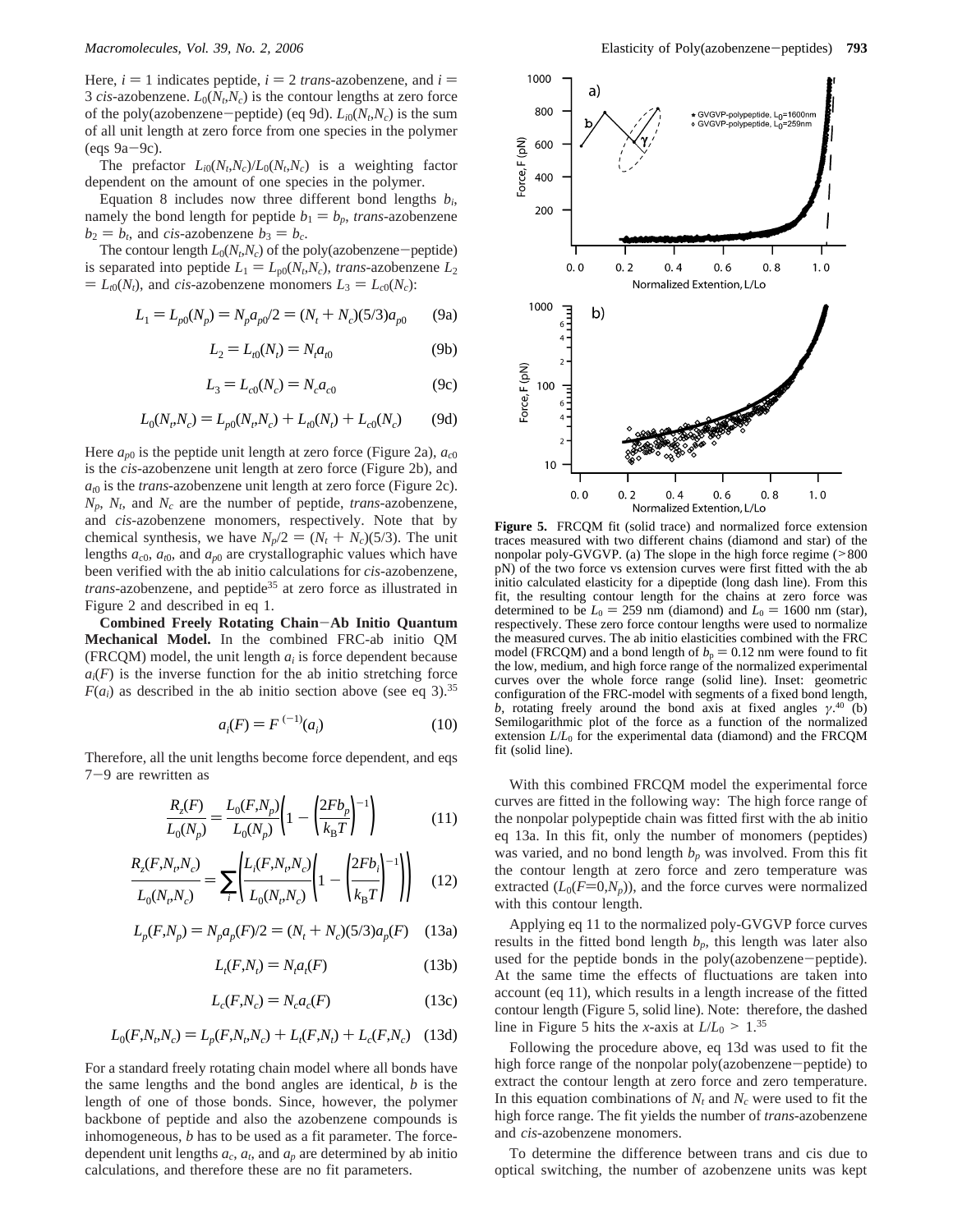Here, $i = 1$ indicates peptide, $i = 2$ *trans*-azobenzene, and $i = 3$ *cis*-azobenzene. $L_0(N_t,N_c)$ is the contour lengths at zero force of the poly(azobenzene−peptide) (eq 9d). $L_{i0}(N_t,N_c)$ is the sum of all unit length at zero force from one species in the polymer (eqs 9a−9c).

The prefactor $L_{i0}(N_t,N_c)/L_0(N_t,N_c)$ is a weighting factor dependent on the amount of one species in the polymer.

Equation 8 includes now three different bond lengths $b_i$, namely the bond length for peptide $b_1 = b_p$, *trans*-azobenzene $b_2 = b_t$, and *cis*-azobenzene $b_3 = b_c$.

The contour length $L_0(N_t,N_c)$ of the poly(azobenzene−peptide) is separated into peptide $L_1 = L_{p0}(N_t,N_c)$, *trans*-azobenzene $L_2 = L_{t0}(N_t)$, and *cis*-azobenzene monomers $L_3 = L_{c0}(N_c)$:

$$L_1 = L_{p0}(N_p) = N_p a_{p0}/2 = (N_t + N_c)(5/3)a_{p0} \quad (9a)$$

$$L_2 = L_{t0}(N_t) = N_t a_{t0} \quad (9b)$$

$$L_3 = L_{c0}(N_c) = N_c a_{c0} \quad (9c)$$

$$L_0(N_t,N_c) = L_{p0}(N_t,N_c) + L_{t0}(N_t) + L_{c0}(N_c) \quad (9d)$$

Here $a_{p0}$ is the peptide unit length at zero force (Figure 2a), $a_{c0}$ is the *cis*-azobenzene unit length at zero force (Figure 2b), and $a_{t0}$ is the *trans*-azobenzene unit length at zero force (Figure 2c). $N_p$, $N_t$, and $N_c$ are the number of peptide, *trans*-azobenzene, and *cis*-azobenzene monomers, respectively. Note that by chemical synthesis, we have $N_p/2 = (N_t + N_c)(5/3)$. The unit lengths $a_{c0}$, $a_{t0}$, and $a_{p0}$ are crystallographic values which have been verified with the ab initio calculations for *cis*-azobenzene, *trans*-azobenzene, and peptide[35] at zero force as illustrated in Figure 2 and described in eq 1.

**Combined Freely Rotating Chain−Ab Initio Quantum Mechanical Model.** In the combined FRC-ab initio QM (FRCQM) model, the unit length $a_i$ is force dependent because $a_i(F)$ is the inverse function for the ab initio stretching force $F(a_i)$ as described in the ab initio section above (see eq 3).[35]

$$a_i(F) = F^{(-1)}(a_i) \quad (10)$$

Therefore, all the unit lengths become force dependent, and eqs 7−9 are rewritten as

$$\frac{R_z(F)}{L_0(N_p)} = \frac{L_0(F,N_p)}{L_0(N_p)}\left(1 - \left(\frac{2Fb_p}{k_B T}\right)^{-1}\right) \quad (11)$$

$$\frac{R_z(F,N_t,N_c)}{L_0(N_t,N_c)} = \sum_i \left(\frac{L_i(F,N_t,N_c)}{L_0(N_t,N_c)}\left(1 - \left(\frac{2Fb_i}{k_B T}\right)^{-1}\right)\right) \quad (12)$$

$$L_p(F,N_p) = N_p a_p(F)/2 = (N_t + N_c)(5/3)a_p(F) \quad (13a)$$

$$L_t(F,N_t) = N_t a_t(F) \quad (13b)$$

$$L_c(F,N_c) = N_c a_c(F) \quad (13c)$$

$$L_0(F,N_t,N_c) = L_p(F,N_t,N_c) + L_t(F,N_t) + L_c(F,N_c) \quad (13d)$$

For a standard freely rotating chain model where all bonds have the same lengths and the bond angles are identical, $b$ is the length of one of those bonds. Since, however, the polymer backbone of peptide and also the azobenzene compounds is inhomogeneous, $b$ has to be used as a fit parameter. The force-dependent unit lengths $a_c$, $a_t$, and $a_p$ are determined by ab initio calculations, and therefore these are no fit parameters.

**Figure 5.** FRCQM fit (solid trace) and normalized force extension traces measured with two different chains (diamond and star) of the nonpolar poly-GVGVP. (a) The slope in the high force regime (>800 pN) of the two force vs extension curves were first fitted with the ab initio calculated elasticity for a dipeptide (long dash line). From this fit, the resulting contour length for the chains at zero force was determined to be $L_0 = 259$ nm (diamond) and $L_0 = 1600$ nm (star), respectively. These zero force contour lengths were used to normalize the measured curves. The ab initio elasticities combined with the FRC model (FRCQM) and a bond length of $b_p = 0.12$ nm were found to fit the low, medium, and high force range of the normalized experimental curves over the whole force range (solid line). Inset: geometric configuration of the FRC-model with segments of a fixed bond length, $b$, rotating freely around the bond axis at fixed angles $\gamma$.[40] (b) Semilogarithmic plot of the force as a function of the normalized extension $L/L_0$ for the experimental data (diamond) and the FRCQM fit (solid line).

With this combined FRCQM model the experimental force curves are fitted in the following way: The high force range of the nonpolar polypeptide chain was fitted first with the ab initio eq 13a. In this fit, only the number of monomers (peptides) was varied, and no bond length $b_p$ was involved. From this fit the contour length at zero force and zero temperature was extracted ($L_0(F=0,N_p)$), and the force curves were normalized with this contour length.

Applying eq 11 to the normalized poly-GVGVP force curves results in the fitted bond length $b_p$, this length was later also used for the peptide bonds in the poly(azobenzene−peptide). At the same time the effects of fluctuations are taken into account (eq 11), which results in a length increase of the fitted contour length (Figure 5, solid line). Note: therefore, the dashed line in Figure 5 hits the $x$-axis at $L/L_0 > 1$.[35]

Following the procedure above, eq 13d was used to fit the high force range of the nonpolar poly(azobenzene−peptide) to extract the contour length at zero force and zero temperature. In this equation combinations of $N_t$ and $N_c$ were used to fit the high force range. The fit yields the number of *trans*-azobenzene and *cis*-azobenzene monomers.

To determine the difference between trans and cis due to optical switching, the number of azobenzene units was kept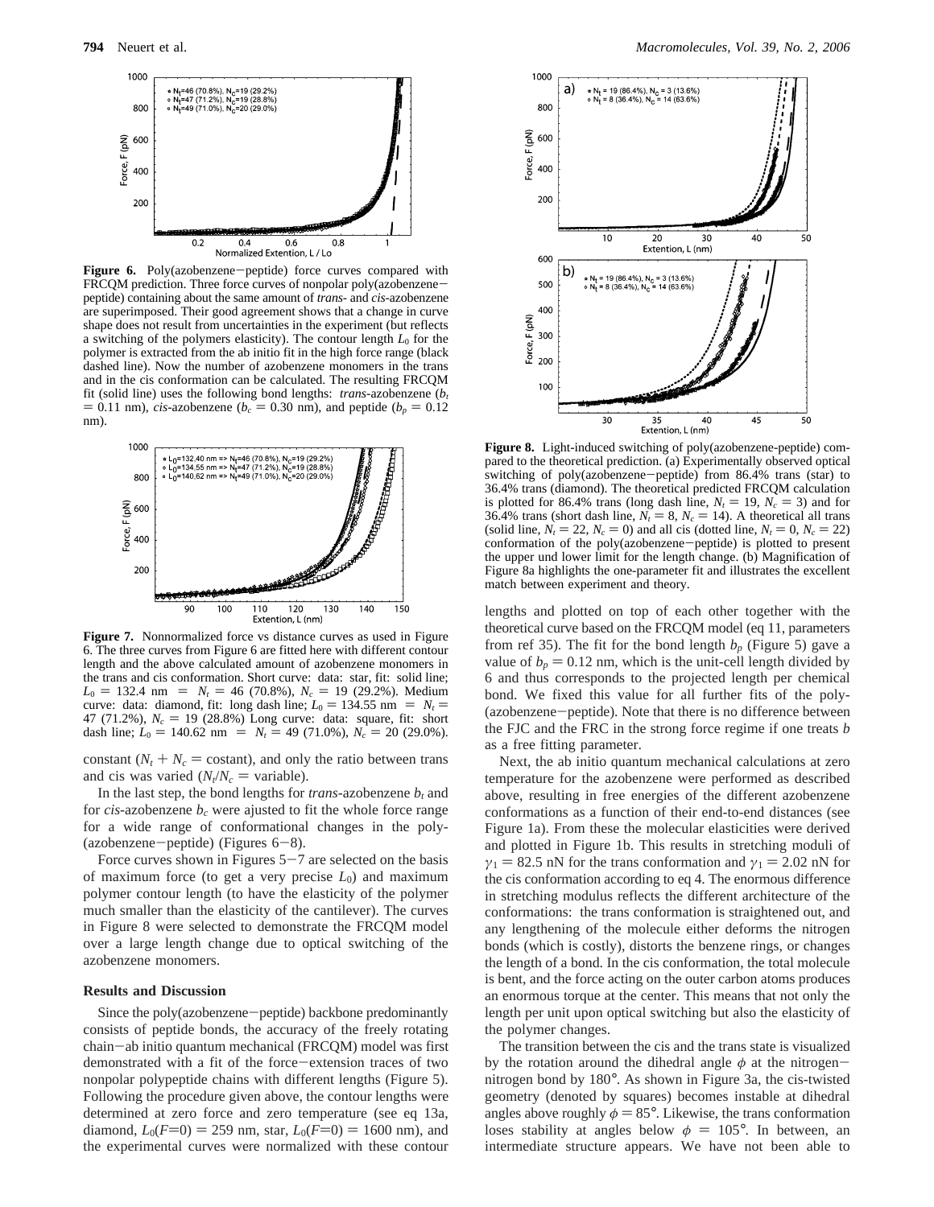**Figure 6.** Poly(azobenzene−peptide) force curves compared with FRCQM prediction. Three force curves of nonpolar poly(azobenzene−peptide) containing about the same amount of *trans*- and *cis*-azobenzene are superimposed. Their good agreement shows that a change in curve shape does not result from uncertainties in the experiment (but reflects a switching of the polymers elasticity). The contour length $L_0$ for the polymer is extracted from the ab initio fit in the high force range (black dashed line). Now the number of azobenzene monomers in the trans and in the cis conformation can be calculated. The resulting FRCQM fit (solid line) uses the following bond lengths: *trans*-azobenzene ($b_t$ = 0.11 nm), *cis*-azobenzene ($b_c$ = 0.30 nm), and peptide ($b_p$ = 0.12 nm).

**Figure 7.** Nonnormalized force vs distance curves as used in Figure 6. The three curves from Figure 6 are fitted here with different contour length and the above calculated amount of azobenzene monomers in the trans and cis conformation. Short curve: data: star, fit: solid line; $L_0$ = 132.4 nm = $N_t$ = 46 (70.8%), $N_c$ = 19 (29.2%). Medium curve: data: diamond, fit: long dash line; $L_0$ = 134.55 nm = $N_t$ = 47 (71.2%), $N_c$ = 19 (28.8%) Long curve: data: square, fit: short dash line; $L_0$ = 140.62 nm = $N_t$ = 49 (71.0%), $N_c$ = 20 (29.0%).

constant ($N_t + N_c$ = costant), and only the ratio between trans and cis was varied ($N_t/N_c$ = variable).

In the last step, the bond lengths for *trans*-azobenzene $b_t$ and for *cis*-azobenzene $b_c$ were ajusted to fit the whole force range for a wide range of conformational changes in the poly(azobenzene−peptide) (Figures 6−8).

Force curves shown in Figures 5−7 are selected on the basis of maximum force (to get a very precise $L_0$) and maximum polymer contour length (to have the elasticity of the polymer much smaller than the elasticity of the cantilever). The curves in Figure 8 were selected to demonstrate the FRCQM model over a large length change due to optical switching of the azobenzene monomers.

## Results and Discussion

Since the poly(azobenzene−peptide) backbone predominantly consists of peptide bonds, the accuracy of the freely rotating chain−ab initio quantum mechanical (FRCQM) model was first demonstrated with a fit of the force−extension traces of two nonpolar polypeptide chains with different lengths (Figure 5). Following the procedure given above, the contour lengths were determined at zero force and zero temperature (see eq 13a, diamond, $L_0(F=0)$ = 259 nm, star, $L_0(F=0)$ = 1600 nm), and the experimental curves were normalized with these contour lengths and plotted on top of each other together with the theoretical curve based on the FRCQM model (eq 11, parameters from ref 35). The fit for the bond length $b_p$ (Figure 5) gave a value of $b_p$ = 0.12 nm, which is the unit-cell length divided by 6 and thus corresponds to the projected length per chemical bond. We fixed this value for all further fits of the poly(azobenzene−peptide). Note that there is no difference between the FJC and the FRC in the strong force regime if one treats $b$ as a free fitting parameter.

**Figure 8.** Light-induced switching of poly(azobenzene-peptide) compared to the theoretical prediction. (a) Experimentally observed optical switching of poly(azobenzene−peptide) from 86.4% trans (star) to 36.4% trans (diamond). The theoretical predicted FRCQM calculation is plotted for 86.4% trans (long dash line, $N_t$ = 19, $N_c$ = 3) and for 36.4% trans (short dash line, $N_t$ = 8, $N_c$ = 14). A theoretical all trans (solid line, $N_t$ = 22, $N_c$ = 0) and all cis (dotted line, $N_t$ = 0, $N_c$ = 22) conformation of the poly(azobenzene−peptide) is plotted to present the upper und lower limit for the length change. (b) Magnification of Figure 8a highlights the one-parameter fit and illustrates the excellent match between experiment and theory.

Next, the ab initio quantum mechanical calculations at zero temperature for the azobenzene were performed as described above, resulting in free energies of the different azobenzene conformations as a function of their end-to-end distances (see Figure 1a). From these the molecular elasticities were derived and plotted in Figure 1b. This results in stretching moduli of $\gamma_1$ = 82.5 nN for the trans conformation and $\gamma_1$ = 2.02 nN for the cis conformation according to eq 4. The enormous difference in stretching modulus reflects the different architecture of the conformations: the trans conformation is straightened out, and any lengthening of the molecule either deforms the nitrogen bonds (which is costly), distorts the benzene rings, or changes the length of a bond. In the cis conformation, the total molecule is bent, and the force acting on the outer carbon atoms produces an enormous torque at the center. This means that not only the length per unit upon optical switching but also the elasticity of the polymer changes.

The transition between the cis and the trans state is visualized by the rotation around the dihedral angle $\phi$ at the nitrogen−nitrogen bond by 180°. As shown in Figure 3a, the cis-twisted geometry (denoted by squares) becomes instable at dihedral angles above roughly $\phi$ = 85°. Likewise, the trans conformation loses stability at angles below $\phi$ = 105°. In between, an intermediate structure appears. We have not been able to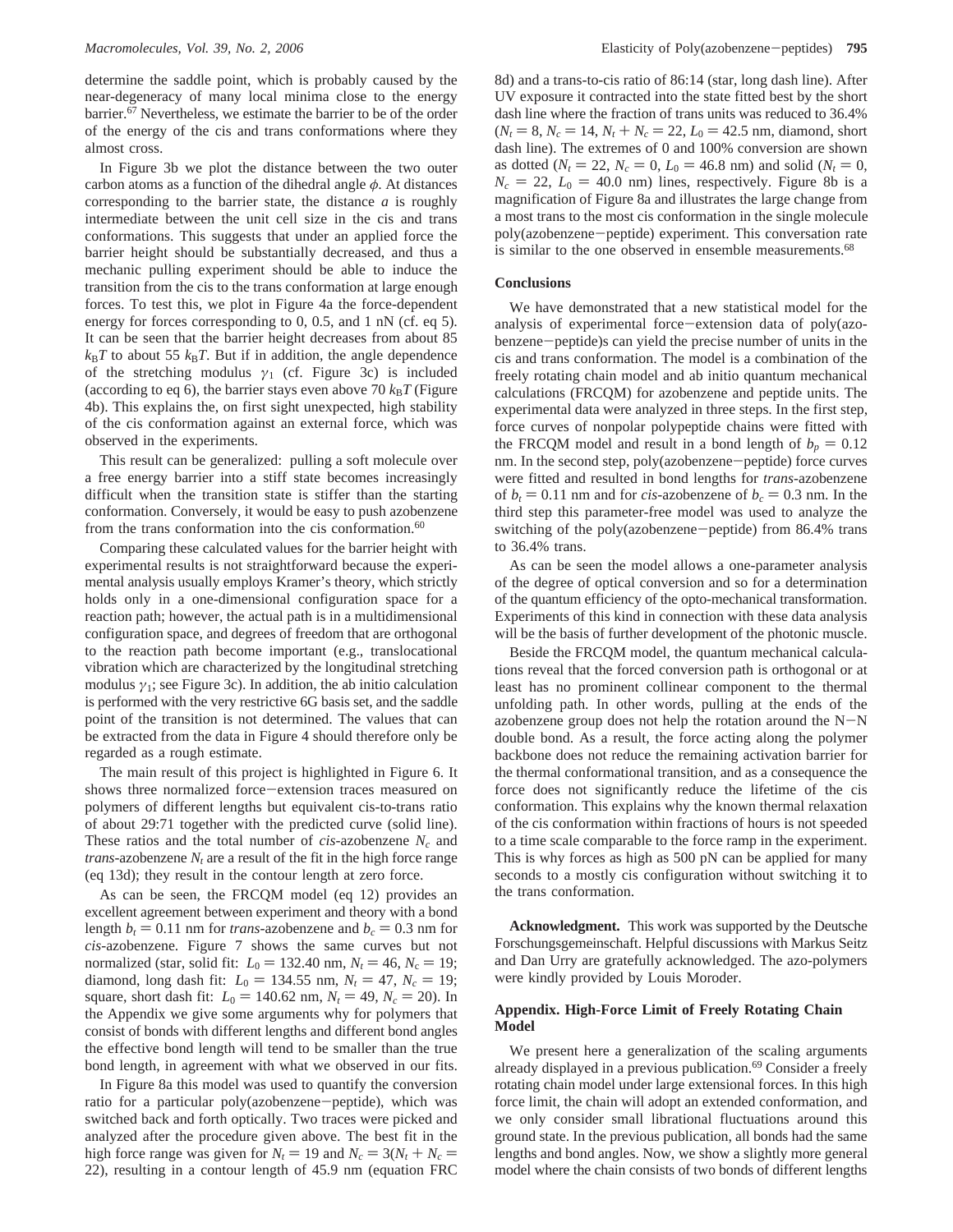determine the saddle point, which is probably caused by the near-degeneracy of many local minima close to the energy barrier.[67] Nevertheless, we estimate the barrier to be of the order of the energy of the cis and trans conformations where they almost cross.

In Figure 3b we plot the distance between the two outer carbon atoms as a function of the dihedral angle $\phi$. At distances corresponding to the barrier state, the distance $a$ is roughly intermediate between the unit cell size in the cis and trans conformations. This suggests that under an applied force the barrier height should be substantially decreased, and thus a mechanic pulling experiment should be able to induce the transition from the cis to the trans conformation at large enough forces. To test this, we plot in Figure 4a the force-dependent energy for forces corresponding to 0, 0.5, and 1 nN (cf. eq 5). It can be seen that the barrier height decreases from about 85 $k_BT$ to about 55 $k_BT$. But if in addition, the angle dependence of the stretching modulus $\gamma_1$ (cf. Figure 3c) is included (according to eq 6), the barrier stays even above 70 $k_BT$ (Figure 4b). This explains the, on first sight unexpected, high stability of the cis conformation against an external force, which was observed in the experiments.

This result can be generalized: pulling a soft molecule over a free energy barrier into a stiff state becomes increasingly difficult when the transition state is stiffer than the starting conformation. Conversely, it would be easy to push azobenzene from the trans conformation into the cis conformation.[60]

Comparing these calculated values for the barrier height with experimental results is not straightforward because the experimental analysis usually employs Kramer's theory, which strictly holds only in a one-dimensional configuration space for a reaction path; however, the actual path is in a multidimensional configuration space, and degrees of freedom that are orthogonal to the reaction path become important (e.g., translocational vibration which are characterized by the longitudinal stretching modulus $\gamma_1$; see Figure 3c). In addition, the ab initio calculation is performed with the very restrictive 6G basis set, and the saddle point of the transition is not determined. The values that can be extracted from the data in Figure 4 should therefore only be regarded as a rough estimate.

The main result of this project is highlighted in Figure 6. It shows three normalized force–extension traces measured on polymers of different lengths but equivalent cis-to-trans ratio of about 29:71 together with the predicted curve (solid line). These ratios and the total number of *cis*-azobenzene $N_c$ and *trans*-azobenzene $N_t$ are a result of the fit in the high force range (eq 13d); they result in the contour length at zero force.

As can be seen, the FRCQM model (eq 12) provides an excellent agreement between experiment and theory with a bond length $b_t = 0.11$ nm for *trans*-azobenzene and $b_c = 0.3$ nm for *cis*-azobenzene. Figure 7 shows the same curves but not normalized (star, solid fit: $L_0 = 132.40$ nm, $N_t = 46$, $N_c = 19$; diamond, long dash fit: $L_0 = 134.55$ nm, $N_t = 47$, $N_c = 19$; square, short dash fit: $L_0 = 140.62$ nm, $N_t = 49$, $N_c = 20$). In the Appendix we give some arguments why for polymers that consist of bonds with different lengths and different bond angles the effective bond length will tend to be smaller than the true bond length, in agreement with what we observed in our fits.

In Figure 8a this model was used to quantify the conversion ratio for a particular poly(azobenzene–peptide), which was switched back and forth optically. Two traces were picked and analyzed after the procedure given above. The best fit in the high force range was given for $N_t = 19$ and $N_c = 3(N_t + N_c = 22)$, resulting in a contour length of 45.9 nm (equation FRC 8d) and a trans-to-cis ratio of 86:14 (star, long dash line). After UV exposure it contracted into the state fitted best by the short dash line where the fraction of trans units was reduced to 36.4% ($N_t = 8$, $N_c = 14$, $N_t + N_c = 22$, $L_0 = 42.5$ nm, diamond, short dash line). The extremes of 0 and 100% conversion are shown as dotted ($N_t = 22$, $N_c = 0$, $L_0 = 46.8$ nm) and solid ($N_t = 0$, $N_c = 22$, $L_0 = 40.0$ nm) lines, respectively. Figure 8b is a magnification of Figure 8a and illustrates the large change from a most trans to the most cis conformation in the single molecule poly(azobenzene–peptide) experiment. This conversation rate is similar to the one observed in ensemble measurements.[68]

## Conclusions

We have demonstrated that a new statistical model for the analysis of experimental force–extension data of poly(azobenzene–peptide)s can yield the precise number of units in the cis and trans conformation. The model is a combination of the freely rotating chain model and ab initio quantum mechanical calculations (FRCQM) for azobenzene and peptide units. The experimental data were analyzed in three steps. In the first step, force curves of nonpolar polypeptide chains were fitted with the FRCQM model and result in a bond length of $b_p = 0.12$ nm. In the second step, poly(azobenzene–peptide) force curves were fitted and resulted in bond lengths for *trans*-azobenzene of $b_t = 0.11$ nm and for *cis*-azobenzene of $b_c = 0.3$ nm. In the third step this parameter-free model was used to analyze the switching of the poly(azobenzene–peptide) from 86.4% trans to 36.4% trans.

As can be seen the model allows a one-parameter analysis of the degree of optical conversion and so for a determination of the quantum efficiency of the opto-mechanical transformation. Experiments of this kind in connection with these data analysis will be the basis of further development of the photonic muscle.

Beside the FRCQM model, the quantum mechanical calculations reveal that the forced conversion path is orthogonal or at least has no prominent collinear component to the thermal unfolding path. In other words, pulling at the ends of the azobenzene group does not help the rotation around the N–N double bond. As a result, the force acting along the polymer backbone does not reduce the remaining activation barrier for the thermal conformational transition, and as a consequence the force does not significantly reduce the lifetime of the cis conformation. This explains why the known thermal relaxation of the cis conformation within fractions of hours is not speeded to a time scale comparable to the force ramp in the experiment. This is why forces as high as 500 pN can be applied for many seconds to a mostly cis configuration without switching it to the trans conformation.

**Acknowledgment.** This work was supported by the Deutsche Forschungsgemeinschaft. Helpful discussions with Markus Seitz and Dan Urry are gratefully acknowledged. The azo-polymers were kindly provided by Louis Moroder.

## Appendix. High-Force Limit of Freely Rotating Chain Model

We present here a generalization of the scaling arguments already displayed in a previous publication.[69] Consider a freely rotating chain model under large extensional forces. In this high force limit, the chain will adopt an extended conformation, and we only consider small librational fluctuations around this ground state. In the previous publication, all bonds had the same lengths and bond angles. Now, we show a slightly more general model where the chain consists of two bonds of different lengths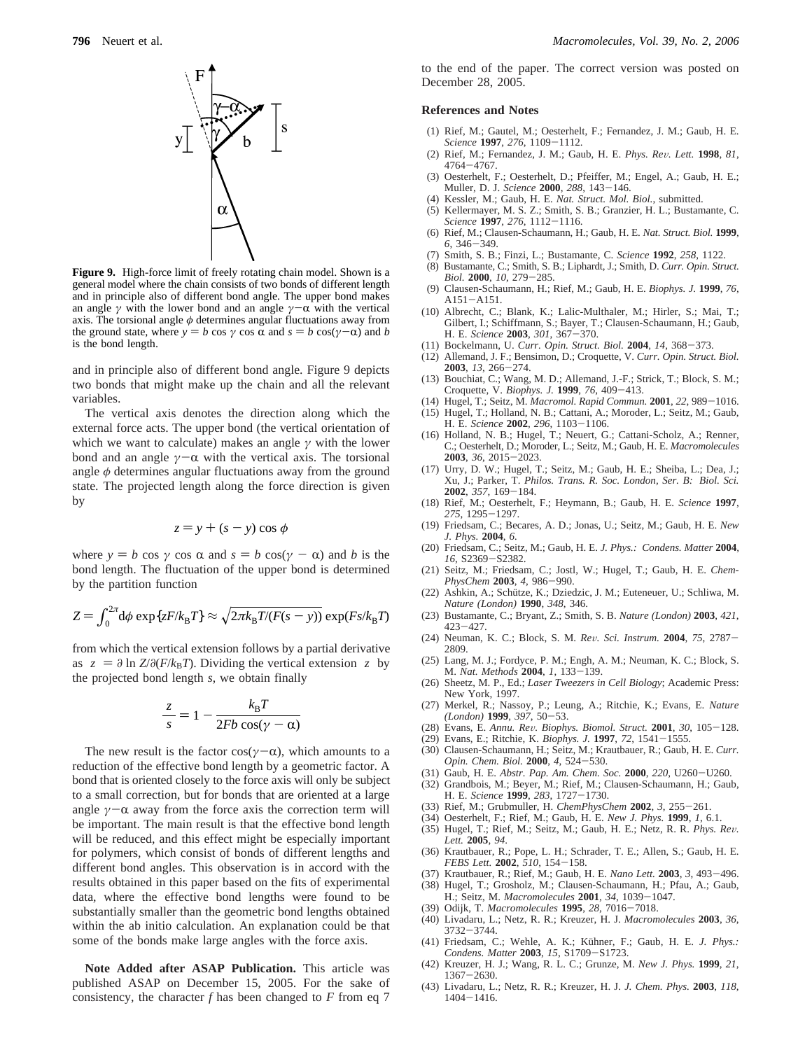**Figure 9.** High-force limit of freely rotating chain model. Shown is a general model where the chain consists of two bonds of different length and in principle also of different bond angle. The upper bond makes an angle $\gamma$ with the lower bond and an angle $\gamma-\alpha$ with the vertical axis. The torsional angle $\phi$ determines angular fluctuations away from the ground state, where $y = b \cos \gamma \cos \alpha$ and $s = b \cos(\gamma-\alpha)$ and $b$ is the bond length.

and in principle also of different bond angle. Figure 9 depicts two bonds that might make up the chain and all the relevant variables.

The vertical axis denotes the direction along which the external force acts. The upper bond (the vertical orientation of which we want to calculate) makes an angle $\gamma$ with the lower bond and an angle $\gamma-\alpha$ with the vertical axis. The torsional angle $\phi$ determines angular fluctuations away from the ground state. The projected length along the force direction is given by

$$z = y + (s - y) \cos \phi$$

where $y = b \cos \gamma \cos \alpha$ and $s = b \cos(\gamma - \alpha)$ and $b$ is the bond length. The fluctuation of the upper bond is determined by the partition function

$$Z = \int_0^{2\pi} \mathrm{d}\phi \exp\{zF/k_\mathrm{B}T\} \approx \sqrt{2\pi k_\mathrm{B}T/(F(s - y))} \exp(Fs/k_\mathrm{B}T)$$

from which the vertical extension follows by a partial derivative as $\langle z \rangle = \partial \ln Z/\partial(F/k_\mathrm{B}T)$. Dividing the vertical extension $\langle z \rangle$ by the projected bond length $s$, we obtain finally

$$\frac{\langle z \rangle}{s} = 1 - \frac{k_\mathrm{B}T}{2Fb \cos(\gamma - \alpha)}$$

The new result is the factor $\cos(\gamma-\alpha)$, which amounts to a reduction of the effective bond length by a geometric factor. A bond that is oriented closely to the force axis will only be subject to a small correction, but for bonds that are oriented at a large angle $\gamma-\alpha$ away from the force axis the correction term will be important. The main result is that the effective bond length will be reduced, and this effect might be especially important for polymers, which consist of bonds of different lengths and different bond angles. This observation is in accord with the results obtained in this paper based on the fits of experimental data, where the effective bond lengths were found to be substantially smaller than the geometric bond lengths obtained within the ab initio calculation. An explanation could be that some of the bonds make large angles with the force axis.

**Note Added after ASAP Publication.** This article was published ASAP on December 15, 2005. For the sake of consistency, the character $f$ has been changed to $F$ from eq 7 to the end of the paper. The correct version was posted on December 28, 2005.

## References and Notes

(1) Rief, M.; Gautel, M.; Oesterhelt, F.; Fernandez, J. M.; Gaub, H. E. *Science* **1997**, *276*, 1109–1112.
(2) Rief, M.; Fernandez, J. M.; Gaub, H. E. *Phys. Rev. Lett.* **1998**, *81*, 4764–4767.
(3) Oesterhelt, F.; Oesterhelt, D.; Pfeiffer, M.; Engel, A.; Gaub, H. E.; Muller, D. J. *Science* **2000**, *288*, 143–146.
(4) Kessler, M.; Gaub, H. E. *Nat. Struct. Mol. Biol.*, submitted.
(5) Kellermayer, M. S. Z.; Smith, S. B.; Granzier, H. L.; Bustamante, C. *Science* **1997**, *276*, 1112–1116.
(6) Rief, M.; Clausen-Schaumann, H.; Gaub, H. E. *Nat. Struct. Biol.* **1999**, *6*, 346–349.
(7) Smith, S. B.; Finzi, L.; Bustamante, C. *Science* **1992**, *258*, 1122.
(8) Bustamante, C.; Smith, S. B.; Liphardt, J.; Smith, D. *Curr. Opin. Struct. Biol.* **2000**, *10*, 279–285.
(9) Clausen-Schaumann, H.; Rief, M.; Gaub, H. E. *Biophys. J.* **1999**, *76*, A151–A151.
(10) Albrecht, C.; Blank, K.; Lalic-Multhaler, M.; Hirler, S.; Mai, T.; Gilbert, I.; Schiffmann, S.; Bayer, T.; Clausen-Schaumann, H.; Gaub, H. E. *Science* **2003**, *301*, 367–370.
(11) Bockelmann, U. *Curr. Opin. Struct. Biol.* **2004**, *14*, 368–373.
(12) Allemand, J. F.; Bensimon, D.; Croquette, V. *Curr. Opin. Struct. Biol.* **2003**, *13*, 266–274.
(13) Bouchiat, C.; Wang, M. D.; Allemand, J.-F.; Strick, T.; Block, S. M.; Croquette, V. *Biophys. J.* **1999**, *76*, 409–413.
(14) Hugel, T.; Seitz, M. *Macromol. Rapid Commun.* **2001**, *22*, 989–1016.
(15) Hugel, T.; Holland, N. B.; Cattani, A.; Moroder, L.; Seitz, M.; Gaub, H. E. *Science* **2002**, *296*, 1103–1106.
(16) Holland, N. B.; Hugel, T.; Neuert, G.; Cattani-Scholz, A.; Renner, C.; Oesterhelt, D.; Moroder, L.; Seitz, M.; Gaub, H. E. *Macromolecules* **2003**, *36*, 2015–2023.
(17) Urry, D. W.; Hugel, T.; Seitz, M.; Gaub, H. E.; Sheiba, L.; Dea, J.; Xu, J.; Parker, T. *Philos. Trans. R. Soc. London, Ser. B: Biol. Sci.* **2002**, *357*, 169–184.
(18) Rief, M.; Oesterhelt, F.; Heymann, B.; Gaub, H. E. *Science* **1997**, *275*, 1295–1297.
(19) Friedsam, C.; Becares, A. D.; Jonas, U.; Seitz, M.; Gaub, H. E. *New J. Phys.* **2004**, *6*.
(20) Friedsam, C.; Seitz, M.; Gaub, H. E. *J. Phys.: Condens. Matter* **2004**, *16*, S2369–S2382.
(21) Seitz, M.; Friedsam, C.; Jostl, W.; Hugel, T.; Gaub, H. E. *ChemPhysChem* **2003**, *4*, 986–990.
(22) Ashkin, A.; Schütze, K.; Dziedzic, J. M.; Euteneuer, U.; Schliwa, M. *Nature (London)* **1990**, *348*, 346.
(23) Bustamante, C.; Bryant, Z.; Smith, S. B. *Nature (London)* **2003**, *421*, 423–427.
(24) Neuman, K. C.; Block, S. M. *Rev. Sci. Instrum.* **2004**, *75*, 2787–2809.
(25) Lang, M. J.; Fordyce, P. M.; Engh, A. M.; Neuman, K. C.; Block, S. M. *Nat. Methods* **2004**, *1*, 133–139.
(26) Sheetz, M. P., Ed.; *Laser Tweezers in Cell Biology*; Academic Press: New York, 1997.
(27) Merkel, R.; Nassoy, P.; Leung, A.; Ritchie, K.; Evans, E. *Nature (London)* **1999**, *397*, 50–53.
(28) Evans, E. *Annu. Rev. Biophys. Biomol. Struct.* **2001**, *30*, 105–128.
(29) Evans, E.; Ritchie, K. *Biophys. J.* **1997**, *72*, 1541–1555.
(30) Clausen-Schaumann, H.; Seitz, M.; Krautbauer, R.; Gaub, H. E. *Curr. Opin. Chem. Biol.* **2000**, *4*, 524–530.
(31) Gaub, H. E. *Abstr. Pap. Am. Chem. Soc.* **2000**, *220*, U260–U260.
(32) Grandbois, M.; Beyer, M.; Rief, M.; Clausen-Schaumann, H.; Gaub, H. E. *Science* **1999**, *283*, 1727–1730.
(33) Rief, M.; Grubmuller, H. *ChemPhysChem* **2002**, *3*, 255–261.
(34) Oesterhelt, F.; Rief, M.; Gaub, H. E. *New J. Phys.* **1999**, *1*, 6.1.
(35) Hugel, T.; Rief, M.; Seitz, M.; Gaub, H. E.; Netz, R. R. *Phys. Rev. Lett.* **2005**, *94*.
(36) Krautbauer, R.; Pope, L. H.; Schrader, T. E.; Allen, S.; Gaub, H. E. *FEBS Lett.* **2002**, *510*, 154–158.
(37) Krautbauer, R.; Rief, M.; Gaub, H. E. *Nano Lett.* **2003**, *3*, 493–496.
(38) Hugel, T.; Grosholz, M.; Clausen-Schaumann, H.; Pfau, A.; Gaub, H.; Seitz, M. *Macromolecules* **2001**, *34*, 1039–1047.
(39) Odijk, T. *Macromolecules* **1995**, *28*, 7016–7018.
(40) Livadaru, L.; Netz, R. R.; Kreuzer, H. J. *Macromolecules* **2003**, *36*, 3732–3744.
(41) Friedsam, C.; Wehle, A. K.; Kühner, F.; Gaub, H. E. *J. Phys.: Condens. Matter* **2003**, *15*, S1709–S1723.
(42) Kreuzer, H. J.; Wang, R. L. C.; Grunze, M. *New J. Phys.* **1999**, *21*, 1367–2630.
(43) Livadaru, L.; Netz, R. R.; Kreuzer, H. J. *J. Chem. Phys.* **2003**, *118*, 1404–1416.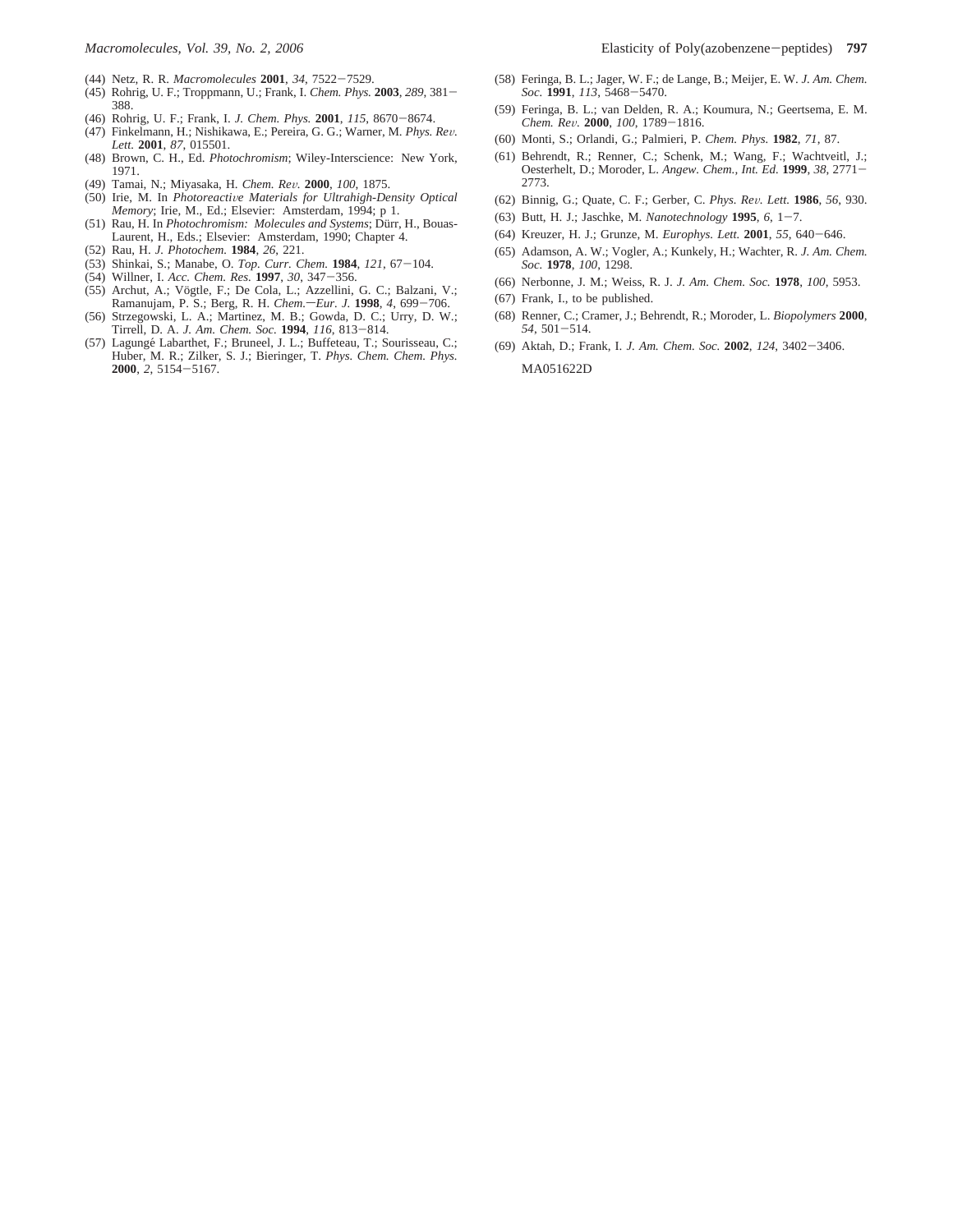(44) Netz, R. R. *Macromolecules* **2001**, *34*, 7522–7529.
(45) Rohrig, U. F.; Troppmann, U.; Frank, I. *Chem. Phys.* **2003**, *289*, 381–388.
(46) Rohrig, U. F.; Frank, I. *J. Chem. Phys.* **2001**, *115*, 8670–8674.
(47) Finkelmann, H.; Nishikawa, E.; Pereira, G. G.; Warner, M. *Phys. Rev. Lett.* **2001**, *87*, 015501.
(48) Brown, C. H., Ed. *Photochromism*; Wiley-Interscience: New York, 1971.
(49) Tamai, N.; Miyasaka, H. *Chem. Rev.* **2000**, *100*, 1875.
(50) Irie, M. In *Photoreactive Materials for Ultrahigh-Density Optical Memory*; Irie, M., Ed.; Elsevier: Amsterdam, 1994; p 1.
(51) Rau, H. In *Photochromism: Molecules and Systems*; Dürr, H., Bouas-Laurent, H., Eds.; Elsevier: Amsterdam, 1990; Chapter 4.
(52) Rau, H. *J. Photochem.* **1984**, *26*, 221.
(53) Shinkai, S.; Manabe, O. *Top. Curr. Chem.* **1984**, *121*, 67–104.
(54) Willner, I. *Acc. Chem. Res.* **1997**, *30*, 347–356.
(55) Archut, A.; Vögtle, F.; De Cola, L.; Azzellini, G. C.; Balzani, V.; Ramanujam, P. S.; Berg, R. H. *Chem.—Eur. J.* **1998**, *4*, 699–706.
(56) Strzegowski, L. A.; Martinez, M. B.; Gowda, D. C.; Urry, D. W.; Tirrell, D. A. *J. Am. Chem. Soc.* **1994**, *116*, 813–814.
(57) Lagugné Labarthet, F.; Bruneel, J. L.; Buffeteau, T.; Sourisseau, C.; Huber, M. R.; Zilker, S. J.; Bieringer, T. *Phys. Chem. Chem. Phys.* **2000**, *2*, 5154–5167.
(58) Feringa, B. L.; Jager, W. F.; de Lange, B.; Meijer, E. W. *J. Am. Chem. Soc.* **1991**, *113*, 5468–5470.
(59) Feringa, B. L.; van Delden, R. A.; Koumura, N.; Geertsema, E. M. *Chem. Rev.* **2000**, *100*, 1789–1816.
(60) Monti, S.; Orlandi, G.; Palmieri, P. *Chem. Phys.* **1982**, *71*, 87.
(61) Behrendt, R.; Renner, C.; Schenk, M.; Wang, F.; Wachtveitl, J.; Oesterhelt, D.; Moroder, L. *Angew. Chem., Int. Ed.* **1999**, *38*, 2771–2773.
(62) Binnig, G.; Quate, C. F.; Gerber, C. *Phys. Rev. Lett.* **1986**, *56*, 930.
(63) Butt, H. J.; Jaschke, M. *Nanotechnology* **1995**, *6*, 1–7.
(64) Kreuzer, H. J.; Grunze, M. *Europhys. Lett.* **2001**, *55*, 640–646.
(65) Adamson, A. W.; Vogler, A.; Kunkely, H.; Wachter, R. *J. Am. Chem. Soc.* **1978**, *100*, 1298.
(66) Nerbonne, J. M.; Weiss, R. J. *J. Am. Chem. Soc.* **1978**, *100*, 5953.
(67) Frank, I., to be published.
(68) Renner, C.; Cramer, J.; Behrendt, R.; Moroder, L. *Biopolymers* **2000**, *54*, 501–514.
(69) Aktah, D.; Frank, I. *J. Am. Chem. Soc.* **2002**, *124*, 3402–3406.

MA051622D